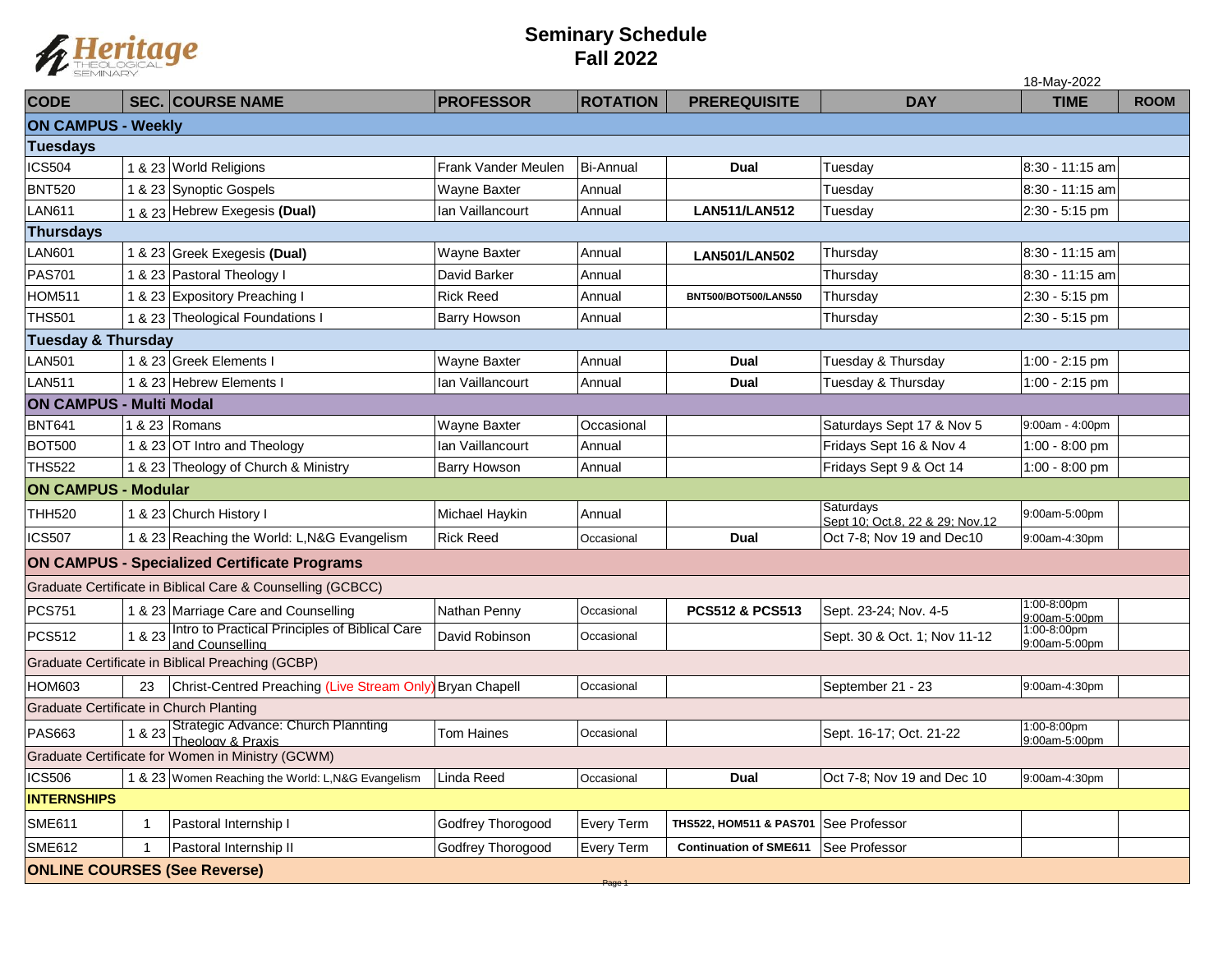Heritage Theological Seminary

# Seminary Schedule
## Fall 2022

18-May-2022

| CODE | SEC. | COURSE NAME | PROFESSOR | ROTATION | PREREQUISITE | DAY | TIME | ROOM |
|---|---|---|---|---|---|---|---|---|
| **ON CAMPUS - Weekly** | | | | | | | | |
| **Tuesdays** | | | | | | | | |
| ICS504 | 1 & 23 | World Religions | Frank Vander Meulen | Bi-Annual | **Dual** | Tuesday | 8:30 - 11:15 am | |
| BNT520 | 1 & 23 | Synoptic Gospels | Wayne Baxter | Annual | | Tuesday | 8:30 - 11:15 am | |
| LAN611 | 1 & 23 | Hebrew Exegesis **(Dual)** | Ian Vaillancourt | Annual | **LAN511/LAN512** | Tuesday | 2:30 - 5:15 pm | |
| **Thursdays** | | | | | | | | |
| LAN601 | 1 & 23 | Greek Exegesis **(Dual)** | Wayne Baxter | Annual | **LAN501/LAN502** | Thursday | 8:30 - 11:15 am | |
| PAS701 | 1 & 23 | Pastoral Theology I | David Barker | Annual | | Thursday | 8:30 - 11:15 am | |
| HOM511 | 1 & 23 | Expository Preaching I | Rick Reed | Annual | **BNT500/BOT500/LAN550** | Thursday | 2:30 - 5:15 pm | |
| THS501 | 1 & 23 | Theological Foundations I | Barry Howson | Annual | | Thursday | 2:30 - 5:15 pm | |
| **Tuesday & Thursday** | | | | | | | | |
| LAN501 | 1 & 23 | Greek Elements I | Wayne Baxter | Annual | **Dual** | Tuesday & Thursday | 1:00 - 2:15 pm | |
| LAN511 | 1 & 23 | Hebrew Elements I | Ian Vaillancourt | Annual | **Dual** | Tuesday & Thursday | 1:00 - 2:15 pm | |
| **ON CAMPUS - Multi Modal** | | | | | | | | |
| BNT641 | 1 & 23 | Romans | Wayne Baxter | Occasional | | Saturdays Sept 17 & Nov 5 | 9:00am - 4:00pm | |
| BOT500 | 1 & 23 | OT Intro and Theology | Ian Vaillancourt | Annual | | Fridays Sept 16 & Nov 4 | 1:00 - 8:00 pm | |
| THS522 | 1 & 23 | Theology of Church & Ministry | Barry Howson | Annual | | Fridays Sept 9 & Oct 14 | 1:00 - 8:00 pm | |
| **ON CAMPUS - Modular** | | | | | | | | |
| THH520 | 1 & 23 | Church History I | Michael Haykin | Annual | | Saturdays Sept 10; Oct.8, 22 & 29; Nov.12 | 9:00am-5:00pm | |
| ICS507 | 1 & 23 | Reaching the World: L,N&G Evangelism | Rick Reed | Occasional | **Dual** | Oct 7-8; Nov 19 and Dec10 | 9:00am-4:30pm | |
| **ON CAMPUS - Specialized Certificate Programs** | | | | | | | | |
| Graduate Certificate in Biblical Care & Counselling (GCBCC) | | | | | | | | |
| PCS751 | 1 & 23 | Marriage Care and Counselling | Nathan Penny | Occasional | **PCS512 & PCS513** | Sept. 23-24; Nov. 4-5 | 1:00-8:00pm 9:00am-5:00pm | |
| PCS512 | 1 & 23 | Intro to Practical Principles of Biblical Care and Counselling | David Robinson | Occasional | | Sept. 30 & Oct. 1; Nov 11-12 | 1:00-8:00pm 9:00am-5:00pm | |
| Graduate Certificate in Biblical Preaching (GCBP) | | | | | | | | |
| HOM603 | 23 | Christ-Centred Preaching (Live Stream Only) | Bryan Chapell | Occasional | | September 21 - 23 | 9:00am-4:30pm | |
| Graduate Certificate in Church Planting | | | | | | | | |
| PAS663 | 1 & 23 | Strategic Advance: Church Plannting Theology & Praxis | Tom Haines | Occasional | | Sept. 16-17; Oct. 21-22 | 1:00-8:00pm 9:00am-5:00pm | |
| Graduate Certificate for Women in Ministry (GCWM) | | | | | | | | |
| ICS506 | 1 & 23 | Women Reaching the World: L,N&G Evangelism | Linda Reed | Occasional | **Dual** | Oct 7-8; Nov 19 and Dec 10 | 9:00am-4:30pm | |
| **INTERNSHIPS** | | | | | | | | |
| SME611 | 1 | Pastoral Internship I | Godfrey Thorogood | Every Term | **THS522, HOM511 & PAS701** | See Professor | | |
| SME612 | 1 | Pastoral Internship II | Godfrey Thorogood | Every Term | **Continuation of SME611** | See Professor | | |
| **ONLINE COURSES (See Reverse)** | | | | | | | | |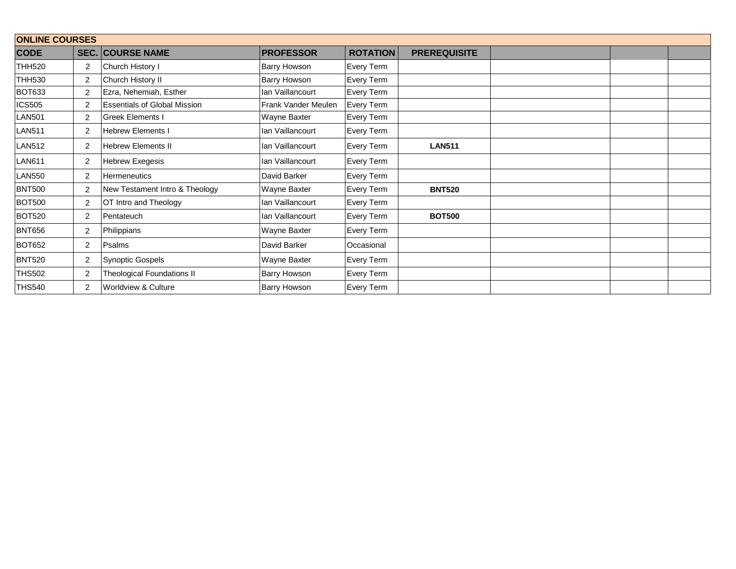| ONLINE COURSES | | | | | | | | |
|---|---|---|---|---|---|---|---|---|
| **CODE** | **SEC.** | **COURSE NAME** | **PROFESSOR** | **ROTATION** | **PREREQUISITE** | | | |
| THH520 | 2 | Church History I | Barry Howson | Every Term | | | | |
| THH530 | 2 | Church History II | Barry Howson | Every Term | | | | |
| BOT633 | 2 | Ezra, Nehemiah, Esther | Ian Vaillancourt | Every Term | | | | |
| ICS505 | 2 | Essentials of Global Mission | Frank Vander Meulen | Every Term | | | | |
| LAN501 | 2 | Greek Elements I | Wayne Baxter | Every Term | | | | |
| LAN511 | 2 | Hebrew Elements I | Ian Vaillancourt | Every Term | | | | |
| LAN512 | 2 | Hebrew Elements II | Ian Vaillancourt | Every Term | **LAN511** | | | |
| LAN611 | 2 | Hebrew Exegesis | Ian Vaillancourt | Every Term | | | | |
| LAN550 | 2 | Hermeneutics | David Barker | Every Term | | | | |
| BNT500 | 2 | New Testament Intro & Theology | Wayne Baxter | Every Term | **BNT520** | | | |
| BOT500 | 2 | OT Intro and Theology | Ian Vaillancourt | Every Term | | | | |
| BOT520 | 2 | Pentateuch | Ian Vaillancourt | Every Term | **BOT500** | | | |
| BNT656 | 2 | Philippians | Wayne Baxter | Every Term | | | | |
| BOT652 | 2 | Psalms | David Barker | Occasional | | | | |
| BNT520 | 2 | Synoptic Gospels | Wayne Baxter | Every Term | | | | |
| THS502 | 2 | Theological Foundations II | Barry Howson | Every Term | | | | |
| THS540 | 2 | Worldview & Culture | Barry Howson | Every Term | | | | |